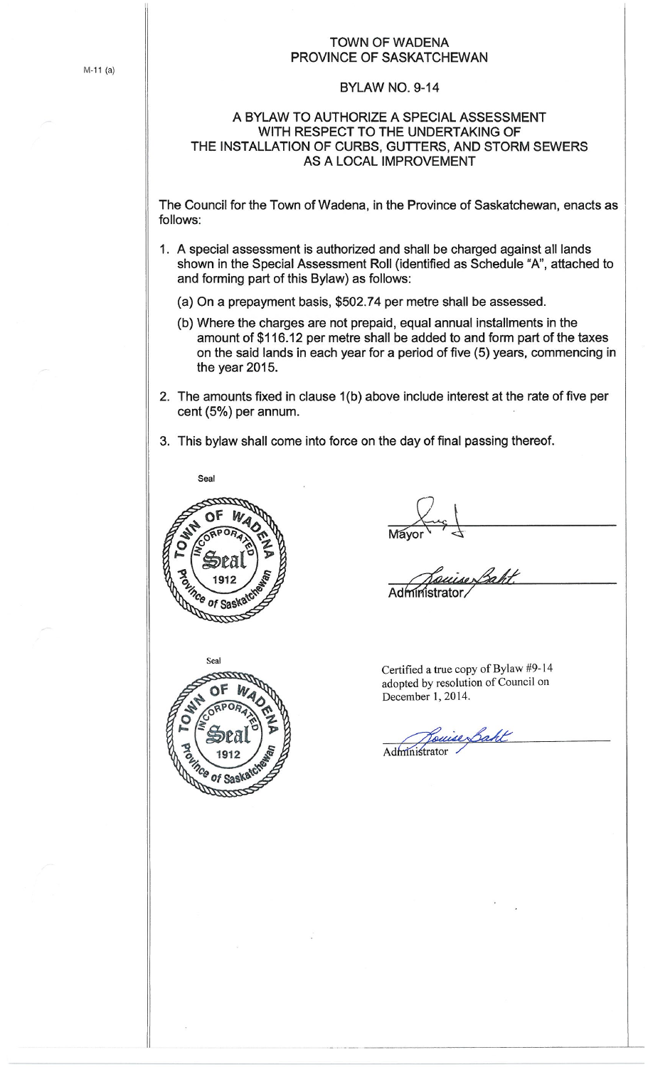M-11 (a)

# TOWN OF WADENA
# PROVINCE OF SASKATCHEWAN

## BYLAW NO. 9-14

### A BYLAW TO AUTHORIZE A SPECIAL ASSESSMENT WITH RESPECT TO THE UNDERTAKING OF THE INSTALLATION OF CURBS, GUTTERS, AND STORM SEWERS AS A LOCAL IMPROVEMENT

The Council for the Town of Wadena, in the Province of Saskatchewan, enacts as follows:

1. A special assessment is authorized and shall be charged against all lands shown in the Special Assessment Roll (identified as Schedule "A", attached to and forming part of this Bylaw) as follows:

   (a) On a prepayment basis, $502.74 per metre shall be assessed.

   (b) Where the charges are not prepaid, equal annual installments in the amount of $116.12 per metre shall be added to and form part of the taxes on the said lands in each year for a period of five (5) years, commencing in the year 2015.

2. The amounts fixed in clause 1(b) above include interest at the rate of five per cent (5%) per annum.

3. This bylaw shall come into force on the day of final passing thereof.

Seal

TOWN OF WADENA INCORPORATED Seal 1912 Province of Saskatchewan

Mayor

Administrator

Seal

TOWN OF WADENA INCORPORATED Seal 1912 Province of Saskatchewan

Certified a true copy of Bylaw #9-14 adopted by resolution of Council on December 1, 2014.

Administrator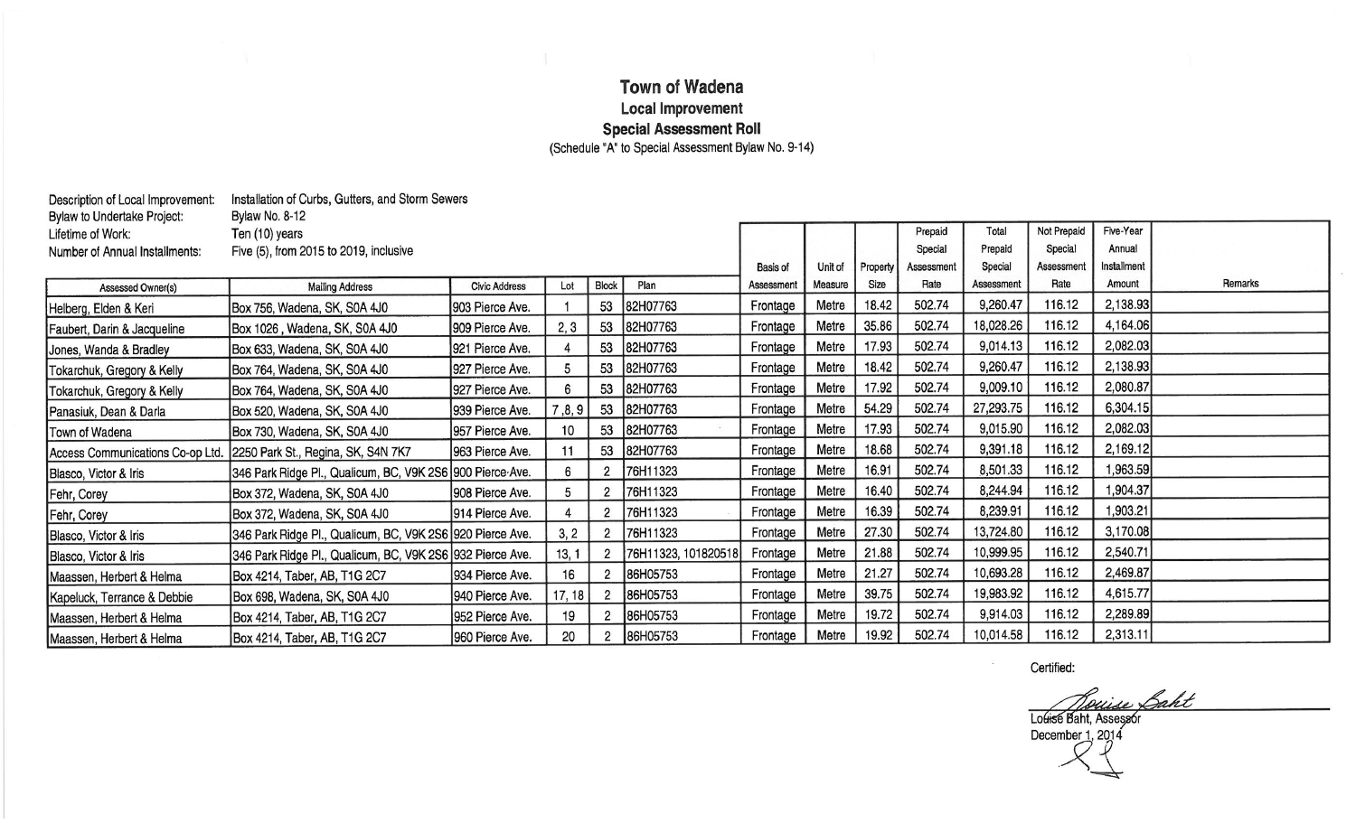# Town of Wadena

## Local Improvement

## Special Assessment Roll

(Schedule "A" to Special Assessment Bylaw No. 9-14)

Description of Local Improvement: Installation of Curbs, Gutters, and Storm Sewers
Bylaw to Undertake Project: Bylaw No. 8-12
Lifetime of Work: Ten (10) years
Number of Annual Installments: Five (5), from 2015 to 2019, inclusive

| Assessed Owner(s) | Mailing Address | Civic Address | Lot | Block | Plan | Basis of Assessment | Unit of Measure | Property Size | Prepaid Special Assessment Rate | Total Prepaid Special Assessment | Not Prepaid Special Assessment Rate | Five-Year Annual Installment Amount | Remarks |
|---|---|---|---|---|---|---|---|---|---|---|---|---|---|
| Helberg, Elden & Keri | Box 756, Wadena, SK, S0A 4J0 | 903 Pierce Ave. | 1 | 53 | 82H07763 | Frontage | Metre | 18.42 | 502.74 | 9,260.47 | 116.12 | 2,138.93 | |
| Faubert, Darin & Jacqueline | Box 1026 , Wadena, SK, S0A 4J0 | 909 Pierce Ave. | 2, 3 | 53 | 82H07763 | Frontage | Metre | 35.86 | 502.74 | 18,028.26 | 116.12 | 4,164.06 | |
| Jones, Wanda & Bradley | Box 633, Wadena, SK, S0A 4J0 | 921 Pierce Ave. | 4 | 53 | 82H07763 | Frontage | Metre | 17.93 | 502.74 | 9,014.13 | 116.12 | 2,082.03 | |
| Tokarchuk, Gregory & Kelly | Box 764, Wadena, SK, S0A 4J0 | 927 Pierce Ave. | 5 | 53 | 82H07763 | Frontage | Metre | 18.42 | 502.74 | 9,260.47 | 116.12 | 2,138.93 | |
| Tokarchuk, Gregory & Kelly | Box 764, Wadena, SK, S0A 4J0 | 927 Pierce Ave. | 6 | 53 | 82H07763 | Frontage | Metre | 17.92 | 502.74 | 9,009.10 | 116.12 | 2,080.87 | |
| Panasiuk, Dean & Darla | Box 520, Wadena, SK, S0A 4J0 | 939 Pierce Ave. | 7 ,8, 9 | 53 | 82H07763 | Frontage | Metre | 54.29 | 502.74 | 27,293.75 | 116.12 | 6,304.15 | |
| Town of Wadena | Box 730, Wadena, SK, S0A 4J0 | 957 Pierce Ave. | 10 | 53 | 82H07763 | Frontage | Metre | 17.93 | 502.74 | 9,015.90 | 116.12 | 2,082.03 | |
| Access Communications Co-op Ltd. | 2250 Park St., Regina, SK, S4N 7K7 | 963 Pierce Ave. | 11 | 53 | 82H07763 | Frontage | Metre | 18.68 | 502.74 | 9,391.18 | 116.12 | 2,169.12 | |
| Blasco, Victor & Iris | 346 Park Ridge Pl., Qualicum, BC, V9K 2S6 | 900 Pierce Ave. | 6 | 2 | 76H11323 | Frontage | Metre | 16.91 | 502.74 | 8,501.33 | 116.12 | 1,963.59 | |
| Fehr, Corey | Box 372, Wadena, SK, S0A 4J0 | 908 Pierce Ave. | 5 | 2 | 76H11323 | Frontage | Metre | 16.40 | 502.74 | 8,244.94 | 116.12 | 1,904.37 | |
| Fehr, Corey | Box 372, Wadena, SK, S0A 4J0 | 914 Pierce Ave. | 4 | 2 | 76H11323 | Frontage | Metre | 16.39 | 502.74 | 8,239.91 | 116.12 | 1,903.21 | |
| Blasco, Victor & Iris | 346 Park Ridge Pl., Qualicum, BC, V9K 2S6 | 920 Pierce Ave. | 3, 2 | 2 | 76H11323 | Frontage | Metre | 27.30 | 502.74 | 13,724.80 | 116.12 | 3,170.08 | |
| Blasco, Victor & Iris | 346 Park Ridge Pl., Qualicum, BC, V9K 2S6 | 932 Pierce Ave. | 13, 1 | 2 | 76H11323, 101820518 | Frontage | Metre | 21.88 | 502.74 | 10,999.95 | 116.12 | 2,540.71 | |
| Maassen, Herbert & Helma | Box 4214, Taber, AB, T1G 2C7 | 934 Pierce Ave. | 16 | 2 | 86H05753 | Frontage | Metre | 21.27 | 502.74 | 10,693.28 | 116.12 | 2,469.87 | |
| Kapeluck, Terrance & Debbie | Box 698, Wadena, SK, S0A 4J0 | 940 Pierce Ave. | 17, 18 | 2 | 86H05753 | Frontage | Metre | 39.75 | 502.74 | 19,983.92 | 116.12 | 4,615.77 | |
| Maassen, Herbert & Helma | Box 4214, Taber, AB, T1G 2C7 | 952 Pierce Ave. | 19 | 2 | 86H05753 | Frontage | Metre | 19.72 | 502.74 | 9,914.03 | 116.12 | 2,289.89 | |
| Maassen, Herbert & Helma | Box 4214, Taber, AB, T1G 2C7 | 960 Pierce Ave. | 20 | 2 | 86H05753 | Frontage | Metre | 19.92 | 502.74 | 10,014.58 | 116.12 | 2,313.11 | |

Certified:

Louise Baht, Assessor
December 1, 2014